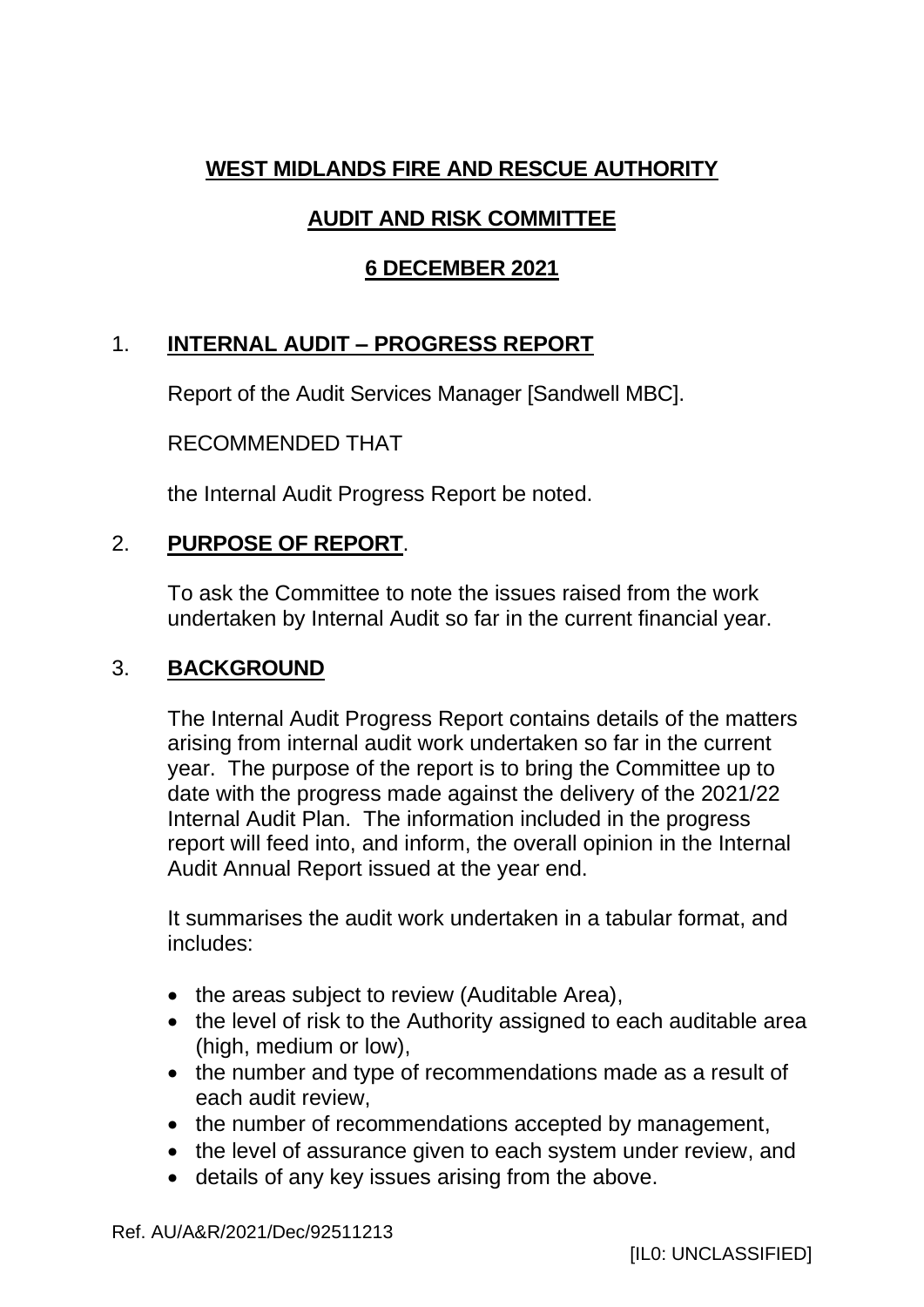# **WEST MIDLANDS FIRE AND RESCUE AUTHORITY**

## **AUDIT AND RISK COMMITTEE**

## **6 DECEMBER 2021**

## 1. **INTERNAL AUDIT – PROGRESS REPORT**

Report of the Audit Services Manager [Sandwell MBC].

RECOMMENDED THAT

the Internal Audit Progress Report be noted.

## 2. **PURPOSE OF REPORT**.

To ask the Committee to note the issues raised from the work undertaken by Internal Audit so far in the current financial year.

## 3. **BACKGROUND**

The Internal Audit Progress Report contains details of the matters arising from internal audit work undertaken so far in the current year. The purpose of the report is to bring the Committee up to date with the progress made against the delivery of the 2021/22 Internal Audit Plan. The information included in the progress report will feed into, and inform, the overall opinion in the Internal Audit Annual Report issued at the year end.

It summarises the audit work undertaken in a tabular format, and includes:

- the areas subject to review (Auditable Area),
- the level of risk to the Authority assigned to each auditable area (high, medium or low),
- the number and type of recommendations made as a result of each audit review,
- the number of recommendations accepted by management,
- the level of assurance given to each system under review, and
- details of any key issues arising from the above.

Ref. AU/A&R/2021/Dec/92511213

[IL0: UNCLASSIFIED]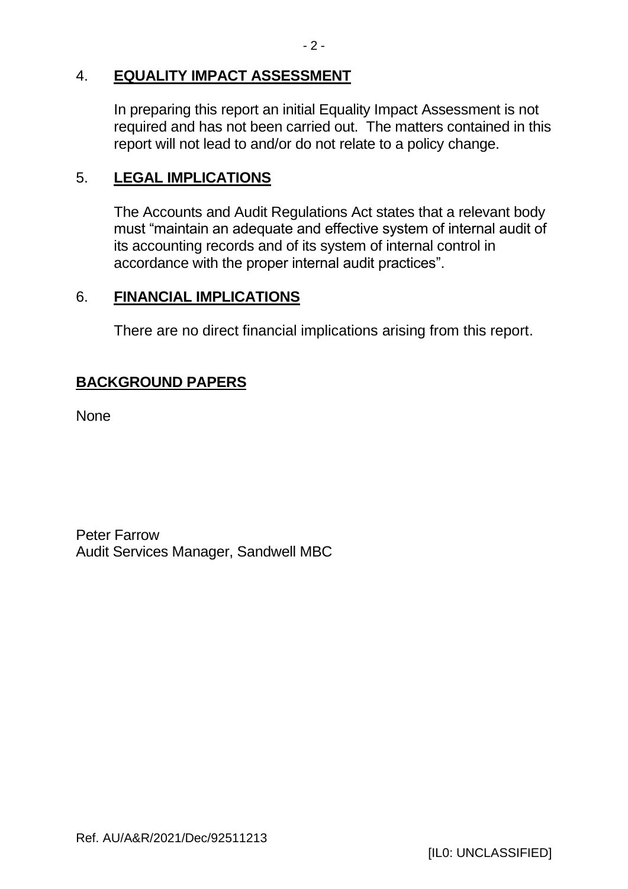## 4. **EQUALITY IMPACT ASSESSMENT**

In preparing this report an initial Equality Impact Assessment is not required and has not been carried out. The matters contained in this report will not lead to and/or do not relate to a policy change.

## 5. **LEGAL IMPLICATIONS**

The Accounts and Audit Regulations Act states that a relevant body must "maintain an adequate and effective system of internal audit of its accounting records and of its system of internal control in accordance with the proper internal audit practices".

## 6. **FINANCIAL IMPLICATIONS**

There are no direct financial implications arising from this report.

## **BACKGROUND PAPERS**

None

Peter Farrow
Audit Services Manager, Sandwell MBC

Ref. AU/A&R/2021/Dec/92511213

[IL0: UNCLASSIFIED]